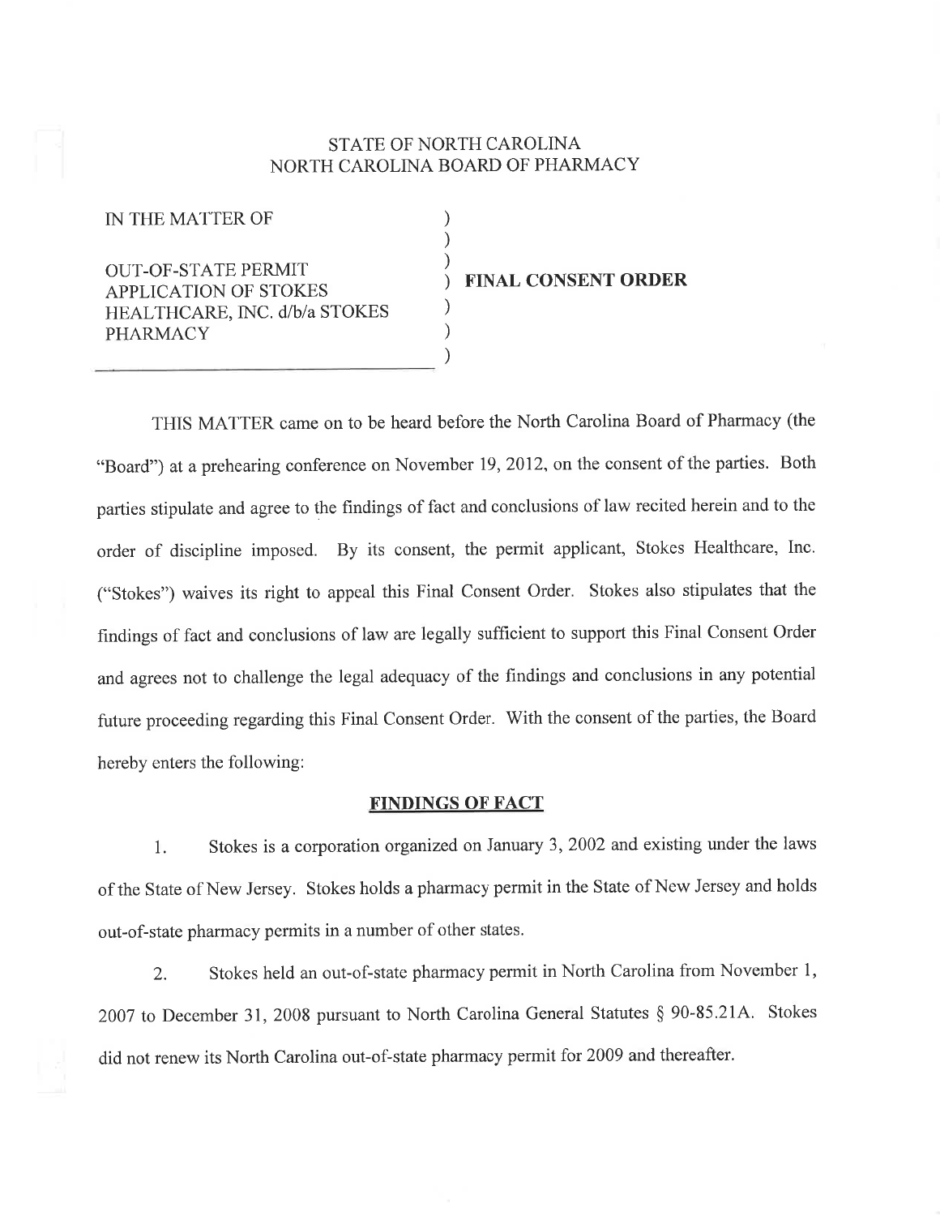STATE OF NORTH CAROLINA
NORTH CAROLINA BOARD OF PHARMACY

IN THE MATTER OF

OUT-OF-STATE PERMIT APPLICATION OF STOKES HEALTHCARE, INC. d/b/a STOKES PHARMACY

**FINAL CONSENT ORDER**

THIS MATTER came on to be heard before the North Carolina Board of Pharmacy (the "Board") at a prehearing conference on November 19, 2012, on the consent of the parties. Both parties stipulate and agree to the findings of fact and conclusions of law recited herein and to the order of discipline imposed. By its consent, the permit applicant, Stokes Healthcare, Inc. ("Stokes") waives its right to appeal this Final Consent Order. Stokes also stipulates that the findings of fact and conclusions of law are legally sufficient to support this Final Consent Order and agrees not to challenge the legal adequacy of the findings and conclusions in any potential future proceeding regarding this Final Consent Order. With the consent of the parties, the Board hereby enters the following:

## FINDINGS OF FACT

1. Stokes is a corporation organized on January 3, 2002 and existing under the laws of the State of New Jersey. Stokes holds a pharmacy permit in the State of New Jersey and holds out-of-state pharmacy permits in a number of other states.

2. Stokes held an out-of-state pharmacy permit in North Carolina from November 1, 2007 to December 31, 2008 pursuant to North Carolina General Statutes § 90-85.21A. Stokes did not renew its North Carolina out-of-state pharmacy permit for 2009 and thereafter.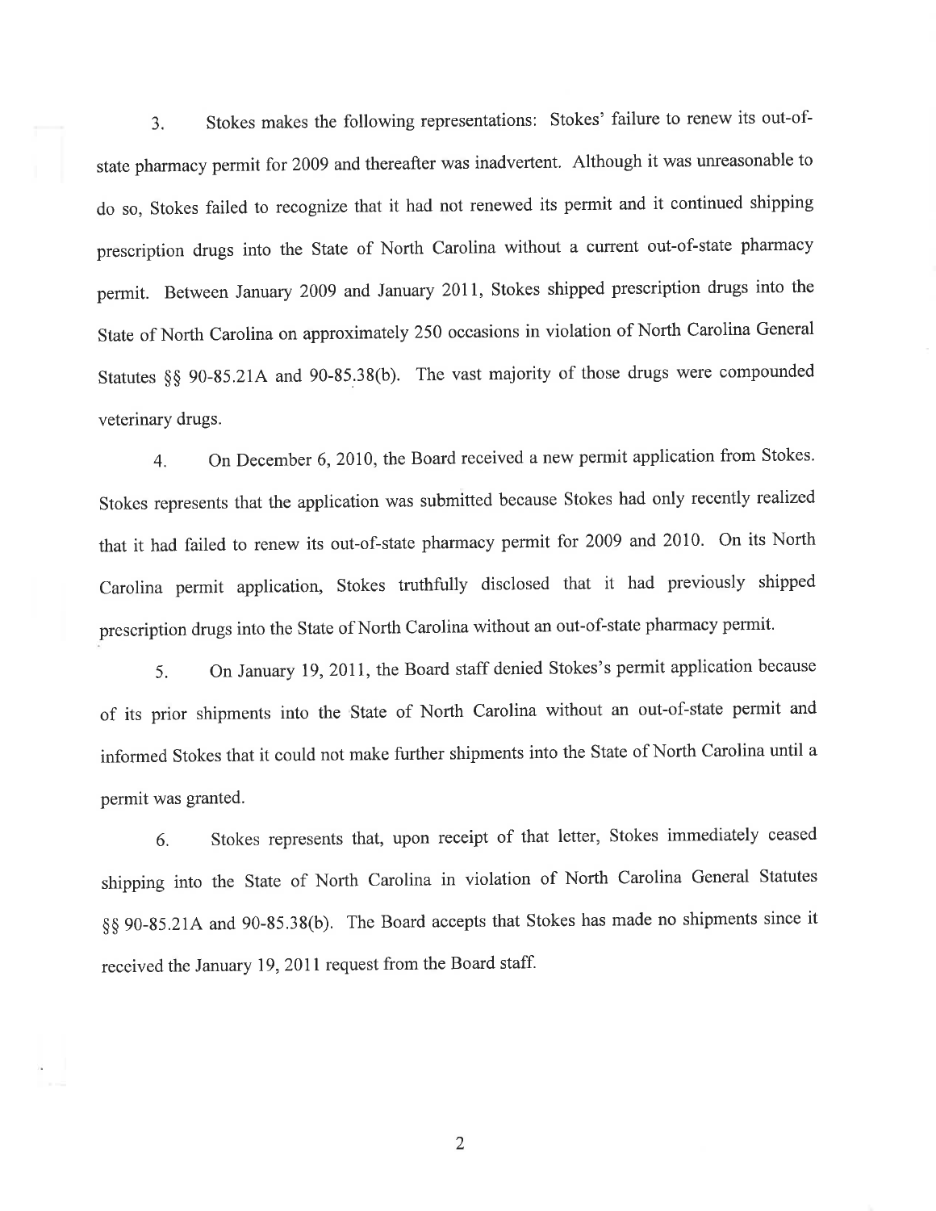3. Stokes makes the following representations: Stokes' failure to renew its out-of-state pharmacy permit for 2009 and thereafter was inadvertent. Although it was unreasonable to do so, Stokes failed to recognize that it had not renewed its permit and it continued shipping prescription drugs into the State of North Carolina without a current out-of-state pharmacy permit. Between January 2009 and January 2011, Stokes shipped prescription drugs into the State of North Carolina on approximately 250 occasions in violation of North Carolina General Statutes §§ 90-85.21A and 90-85.38(b). The vast majority of those drugs were compounded veterinary drugs.

4. On December 6, 2010, the Board received a new permit application from Stokes. Stokes represents that the application was submitted because Stokes had only recently realized that it had failed to renew its out-of-state pharmacy permit for 2009 and 2010. On its North Carolina permit application, Stokes truthfully disclosed that it had previously shipped prescription drugs into the State of North Carolina without an out-of-state pharmacy permit.

5. On January 19, 2011, the Board staff denied Stokes's permit application because of its prior shipments into the State of North Carolina without an out-of-state permit and informed Stokes that it could not make further shipments into the State of North Carolina until a permit was granted.

6. Stokes represents that, upon receipt of that letter, Stokes immediately ceased shipping into the State of North Carolina in violation of North Carolina General Statutes §§ 90-85.21A and 90-85.38(b). The Board accepts that Stokes has made no shipments since it received the January 19, 2011 request from the Board staff.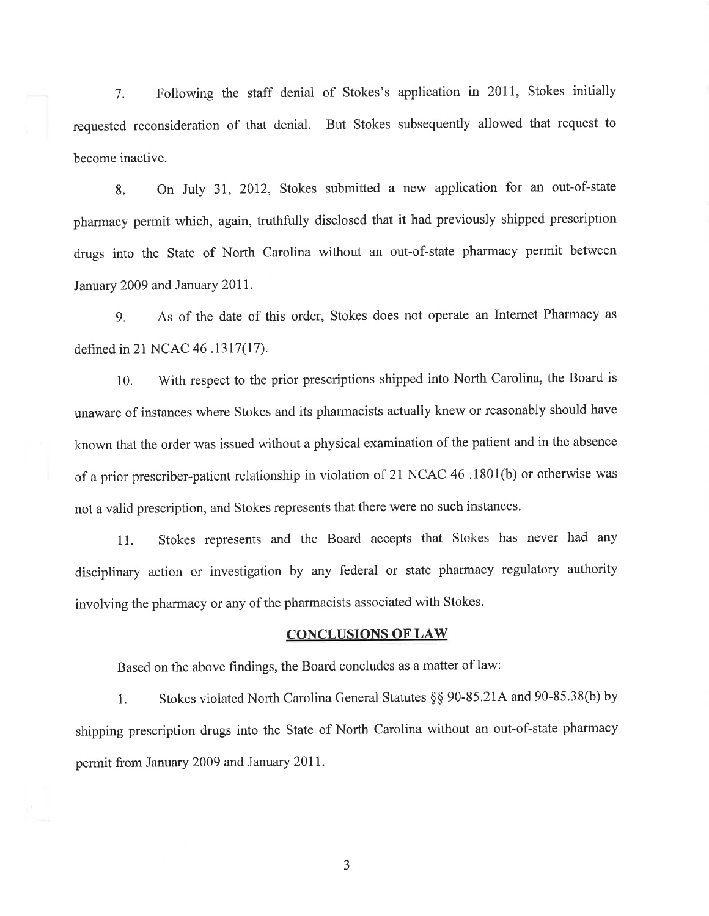7. Following the staff denial of Stokes's application in 2011, Stokes initially requested reconsideration of that denial. But Stokes subsequently allowed that request to become inactive.

8. On July 31, 2012, Stokes submitted a new application for an out-of-state pharmacy permit which, again, truthfully disclosed that it had previously shipped prescription drugs into the State of North Carolina without an out-of-state pharmacy permit between January 2009 and January 2011.

9. As of the date of this order, Stokes does not operate an Internet Pharmacy as defined in 21 NCAC 46 .1317(17).

10. With respect to the prior prescriptions shipped into North Carolina, the Board is unaware of instances where Stokes and its pharmacists actually knew or reasonably should have known that the order was issued without a physical examination of the patient and in the absence of a prior prescriber-patient relationship in violation of 21 NCAC 46 .1801(b) or otherwise was not a valid prescription, and Stokes represents that there were no such instances.

11. Stokes represents and the Board accepts that Stokes has never had any disciplinary action or investigation by any federal or state pharmacy regulatory authority involving the pharmacy or any of the pharmacists associated with Stokes.

## CONCLUSIONS OF LAW

Based on the above findings, the Board concludes as a matter of law:

1. Stokes violated North Carolina General Statutes §§ 90-85.21A and 90-85.38(b) by shipping prescription drugs into the State of North Carolina without an out-of-state pharmacy permit from January 2009 and January 2011.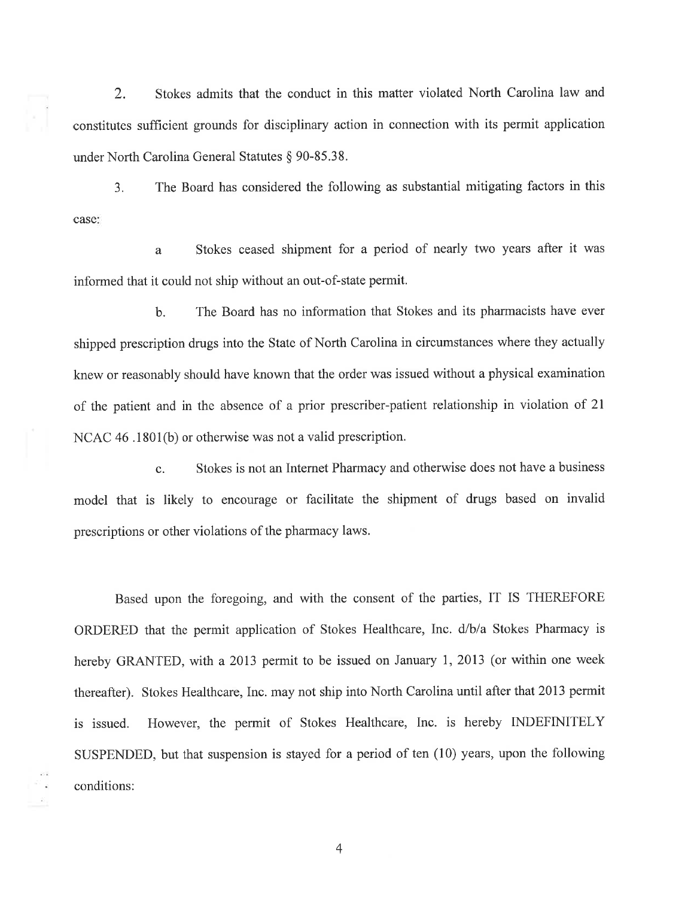2. Stokes admits that the conduct in this matter violated North Carolina law and constitutes sufficient grounds for disciplinary action in connection with its permit application under North Carolina General Statutes § 90-85.38.

3. The Board has considered the following as substantial mitigating factors in this case:

a Stokes ceased shipment for a period of nearly two years after it was informed that it could not ship without an out-of-state permit.

b. The Board has no information that Stokes and its pharmacists have ever shipped prescription drugs into the State of North Carolina in circumstances where they actually knew or reasonably should have known that the order was issued without a physical examination of the patient and in the absence of a prior prescriber-patient relationship in violation of 21 NCAC 46 .1801(b) or otherwise was not a valid prescription.

c. Stokes is not an Internet Pharmacy and otherwise does not have a business model that is likely to encourage or facilitate the shipment of drugs based on invalid prescriptions or other violations of the pharmacy laws.

Based upon the foregoing, and with the consent of the parties, IT IS THEREFORE ORDERED that the permit application of Stokes Healthcare, Inc. d/b/a Stokes Pharmacy is hereby GRANTED, with a 2013 permit to be issued on January 1, 2013 (or within one week thereafter). Stokes Healthcare, Inc. may not ship into North Carolina until after that 2013 permit is issued. However, the permit of Stokes Healthcare, Inc. is hereby INDEFINITELY SUSPENDED, but that suspension is stayed for a period of ten (10) years, upon the following conditions: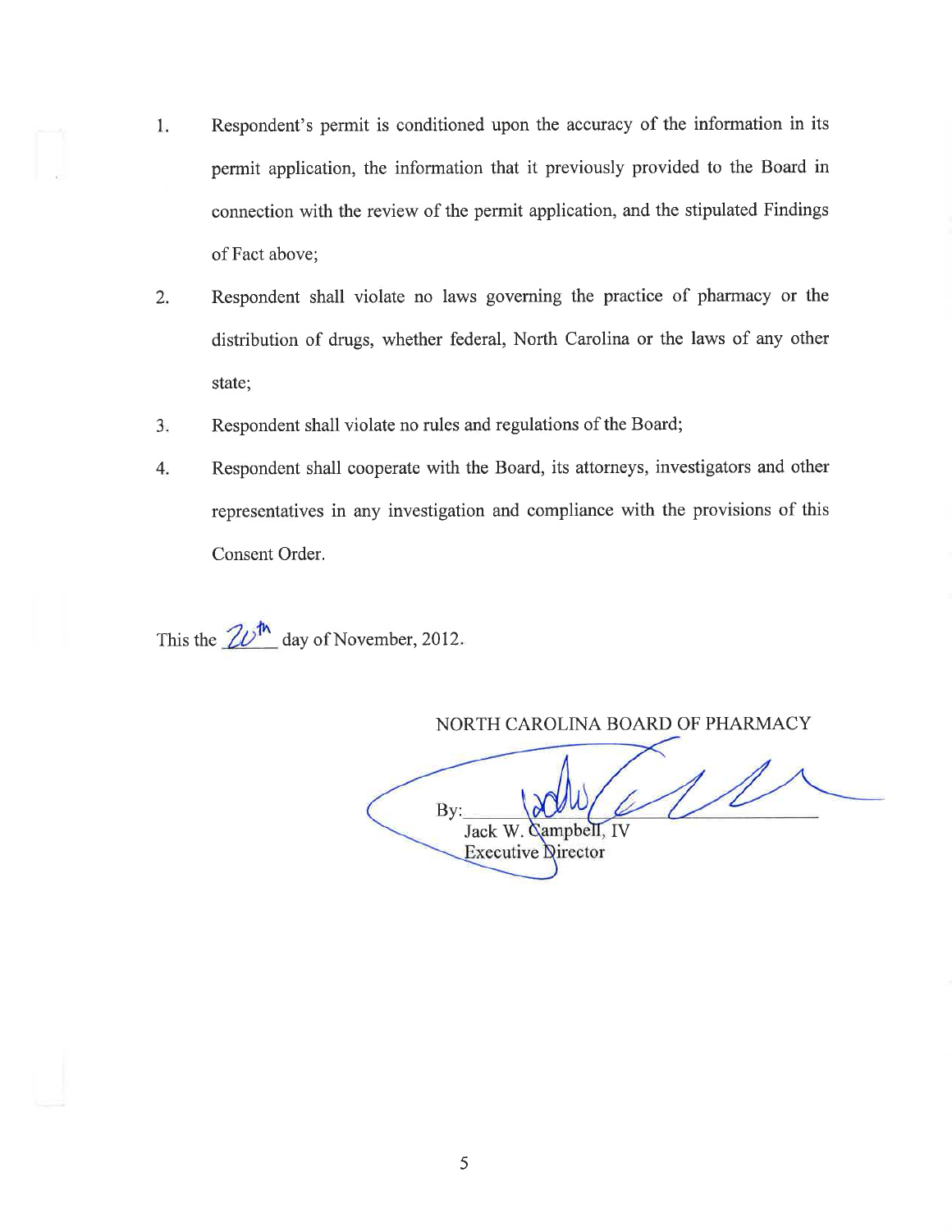1. Respondent's permit is conditioned upon the accuracy of the information in its permit application, the information that it previously provided to the Board in connection with the review of the permit application, and the stipulated Findings of Fact above;

2. Respondent shall violate no laws governing the practice of pharmacy or the distribution of drugs, whether federal, North Carolina or the laws of any other state;

3. Respondent shall violate no rules and regulations of the Board;

4. Respondent shall cooperate with the Board, its attorneys, investigators and other representatives in any investigation and compliance with the provisions of this Consent Order.

This the 20th day of November, 2012.

NORTH CAROLINA BOARD OF PHARMACY

By: ______________________________

Jack W. Campbell, IV
Executive Director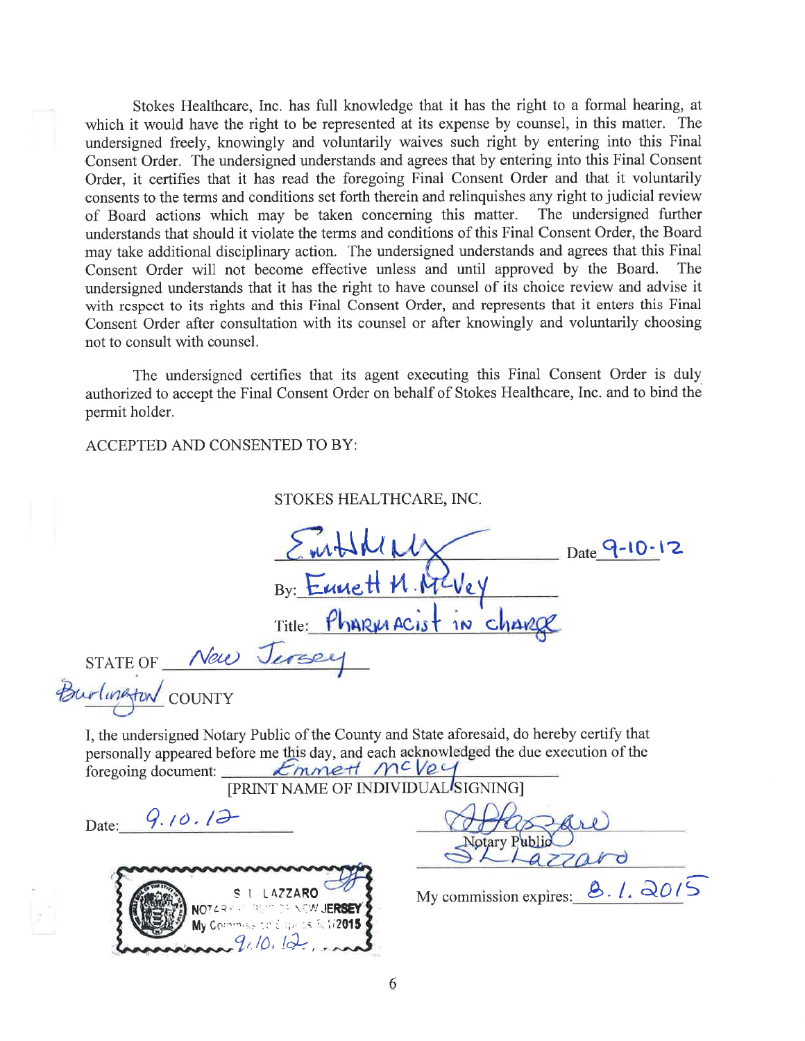Stokes Healthcare, Inc. has full knowledge that it has the right to a formal hearing, at which it would have the right to be represented at its expense by counsel, in this matter. The undersigned freely, knowingly and voluntarily waives such right by entering into this Final Consent Order. The undersigned understands and agrees that by entering into this Final Consent Order, it certifies that it has read the foregoing Final Consent Order and that it voluntarily consents to the terms and conditions set forth therein and relinquishes any right to judicial review of Board actions which may be taken concerning this matter. The undersigned further understands that should it violate the terms and conditions of this Final Consent Order, the Board may take additional disciplinary action. The undersigned understands and agrees that this Final Consent Order will not become effective unless and until approved by the Board. The undersigned understands that it has the right to have counsel of its choice review and advise it with respect to its rights and this Final Consent Order, and represents that it enters this Final Consent Order after consultation with its counsel or after knowingly and voluntarily choosing not to consult with counsel.

The undersigned certifies that its agent executing this Final Consent Order is duly authorized to accept the Final Consent Order on behalf of Stokes Healthcare, Inc. and to bind the permit holder.

ACCEPTED AND CONSENTED TO BY:

STOKES HEALTHCARE, INC.

_[signature]_ Date 9-10-12

By: Emmett H. McVey

Title: Pharmacist in charge

STATE OF New Jersey

Burlington COUNTY

I, the undersigned Notary Public of the County and State aforesaid, do hereby certify that personally appeared before me this day, and each acknowledged the due execution of the foregoing document: Emmett McVey

[PRINT NAME OF INDIVIDUAL SIGNING]

Date: 9.10.12

_[signature]_
Notary Public
S L Lazzaro

My commission expires: 8.1.2015

S L LAZZARO
NOTARY PUBLIC OF NEW JERSEY
My Commission Expires 8/1/2015
9.10.12